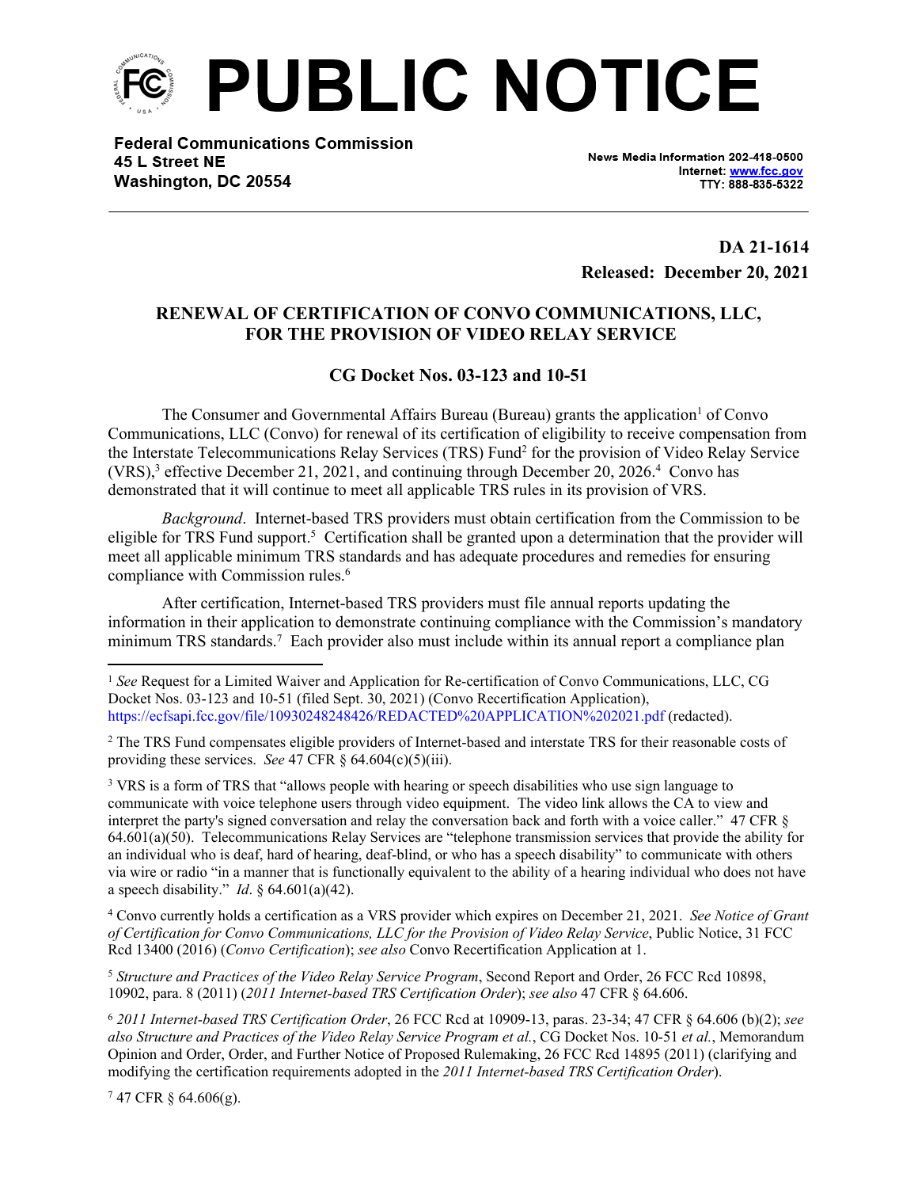# PUBLIC NOTICE

**Federal Communications Commission**
**45 L Street NE**
**Washington, DC 20554**

News Media Information 202-418-0500
Internet: www.fcc.gov
TTY: 888-835-5322

**DA 21-1614**
**Released: December 20, 2021**

## RENEWAL OF CERTIFICATION OF CONVO COMMUNICATIONS, LLC, FOR THE PROVISION OF VIDEO RELAY SERVICE

### CG Docket Nos. 03-123 and 10-51

The Consumer and Governmental Affairs Bureau (Bureau) grants the application[1] of Convo Communications, LLC (Convo) for renewal of its certification of eligibility to receive compensation from the Interstate Telecommunications Relay Services (TRS) Fund[2] for the provision of Video Relay Service (VRS),[3] effective December 21, 2021, and continuing through December 20, 2026.[4] Convo has demonstrated that it will continue to meet all applicable TRS rules in its provision of VRS.

*Background*. Internet-based TRS providers must obtain certification from the Commission to be eligible for TRS Fund support.[5] Certification shall be granted upon a determination that the provider will meet all applicable minimum TRS standards and has adequate procedures and remedies for ensuring compliance with Commission rules.[6]

After certification, Internet-based TRS providers must file annual reports updating the information in their application to demonstrate continuing compliance with the Commission's mandatory minimum TRS standards.[7] Each provider also must include within its annual report a compliance plan

---

[1] *See* Request for a Limited Waiver and Application for Re-certification of Convo Communications, LLC, CG Docket Nos. 03-123 and 10-51 (filed Sept. 30, 2021) (Convo Recertification Application), https://ecfsapi.fcc.gov/file/10930248248426/REDACTED%20APPLICATION%202021.pdf (redacted).

[2] The TRS Fund compensates eligible providers of Internet-based and interstate TRS for their reasonable costs of providing these services. *See* 47 CFR § 64.604(c)(5)(iii).

[3] VRS is a form of TRS that "allows people with hearing or speech disabilities who use sign language to communicate with voice telephone users through video equipment. The video link allows the CA to view and interpret the party's signed conversation and relay the conversation back and forth with a voice caller." 47 CFR § 64.601(a)(50). Telecommunications Relay Services are "telephone transmission services that provide the ability for an individual who is deaf, hard of hearing, deaf-blind, or who has a speech disability" to communicate with others via wire or radio "in a manner that is functionally equivalent to the ability of a hearing individual who does not have a speech disability." *Id*. § 64.601(a)(42).

[4] Convo currently holds a certification as a VRS provider which expires on December 21, 2021. *See Notice of Grant of Certification for Convo Communications, LLC for the Provision of Video Relay Service*, Public Notice, 31 FCC Rcd 13400 (2016) (*Convo Certification*); *see also* Convo Recertification Application at 1.

[5] *Structure and Practices of the Video Relay Service Program*, Second Report and Order, 26 FCC Rcd 10898, 10902, para. 8 (2011) (*2011 Internet-based TRS Certification Order*); *see also* 47 CFR § 64.606.

[6] *2011 Internet-based TRS Certification Order*, 26 FCC Rcd at 10909-13, paras. 23-34; 47 CFR § 64.606 (b)(2); *see also Structure and Practices of the Video Relay Service Program et al.*, CG Docket Nos. 10-51 *et al.*, Memorandum Opinion and Order, Order, and Further Notice of Proposed Rulemaking, 26 FCC Rcd 14895 (2011) (clarifying and modifying the certification requirements adopted in the *2011 Internet-based TRS Certification Order*).

[7] 47 CFR § 64.606(g).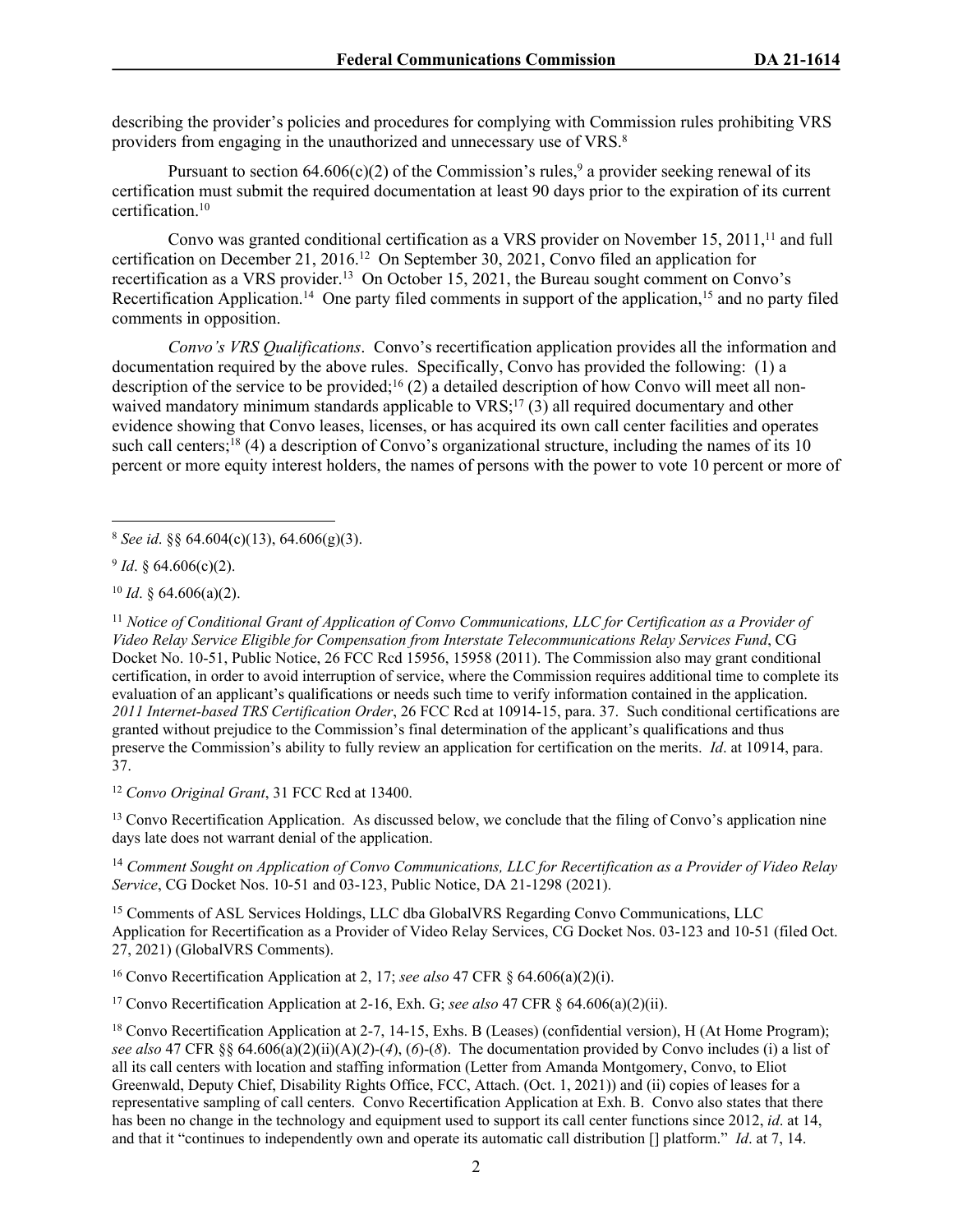describing the provider's policies and procedures for complying with Commission rules prohibiting VRS providers from engaging in the unauthorized and unnecessary use of VRS.[8]

Pursuant to section 64.606(c)(2) of the Commission's rules,[9] a provider seeking renewal of its certification must submit the required documentation at least 90 days prior to the expiration of its current certification.[10]

Convo was granted conditional certification as a VRS provider on November 15, 2011,[11] and full certification on December 21, 2016.[12] On September 30, 2021, Convo filed an application for recertification as a VRS provider.[13] On October 15, 2021, the Bureau sought comment on Convo's Recertification Application.[14] One party filed comments in support of the application,[15] and no party filed comments in opposition.

*Convo's VRS Qualifications*. Convo's recertification application provides all the information and documentation required by the above rules. Specifically, Convo has provided the following: (1) a description of the service to be provided;[16] (2) a detailed description of how Convo will meet all non-waived mandatory minimum standards applicable to VRS;[17] (3) all required documentary and other evidence showing that Convo leases, licenses, or has acquired its own call center facilities and operates such call centers;[18] (4) a description of Convo's organizational structure, including the names of its 10 percent or more equity interest holders, the names of persons with the power to vote 10 percent or more of

---

[8] *See id*. §§ 64.604(c)(13), 64.606(g)(3).

[9] *Id*. § 64.606(c)(2).

[10] *Id*. § 64.606(a)(2).

[11] *Notice of Conditional Grant of Application of Convo Communications, LLC for Certification as a Provider of Video Relay Service Eligible for Compensation from Interstate Telecommunications Relay Services Fund*, CG Docket No. 10-51, Public Notice, 26 FCC Rcd 15956, 15958 (2011). The Commission also may grant conditional certification, in order to avoid interruption of service, where the Commission requires additional time to complete its evaluation of an applicant's qualifications or needs such time to verify information contained in the application. *2011 Internet-based TRS Certification Order*, 26 FCC Rcd at 10914-15, para. 37. Such conditional certifications are granted without prejudice to the Commission's final determination of the applicant's qualifications and thus preserve the Commission's ability to fully review an application for certification on the merits. *Id*. at 10914, para. 37.

[12] *Convo Original Grant*, 31 FCC Rcd at 13400.

[13] Convo Recertification Application. As discussed below, we conclude that the filing of Convo's application nine days late does not warrant denial of the application.

[14] *Comment Sought on Application of Convo Communications, LLC for Recertification as a Provider of Video Relay Service*, CG Docket Nos. 10-51 and 03-123, Public Notice, DA 21-1298 (2021).

[15] Comments of ASL Services Holdings, LLC dba GlobalVRS Regarding Convo Communications, LLC Application for Recertification as a Provider of Video Relay Services, CG Docket Nos. 03-123 and 10-51 (filed Oct. 27, 2021) (GlobalVRS Comments).

[16] Convo Recertification Application at 2, 17; *see also* 47 CFR § 64.606(a)(2)(i).

[17] Convo Recertification Application at 2-16, Exh. G; *see also* 47 CFR § 64.606(a)(2)(ii).

[18] Convo Recertification Application at 2-7, 14-15, Exhs. B (Leases) (confidential version), H (At Home Program); *see also* 47 CFR §§ 64.606(a)(2)(ii)(A)(*2*)-(*4*), (*6*)-(*8*). The documentation provided by Convo includes (i) a list of all its call centers with location and staffing information (Letter from Amanda Montgomery, Convo, to Eliot Greenwald, Deputy Chief, Disability Rights Office, FCC, Attach. (Oct. 1, 2021)) and (ii) copies of leases for a representative sampling of call centers. Convo Recertification Application at Exh. B. Convo also states that there has been no change in the technology and equipment used to support its call center functions since 2012, *id*. at 14, and that it "continues to independently own and operate its automatic call distribution [] platform." *Id*. at 7, 14.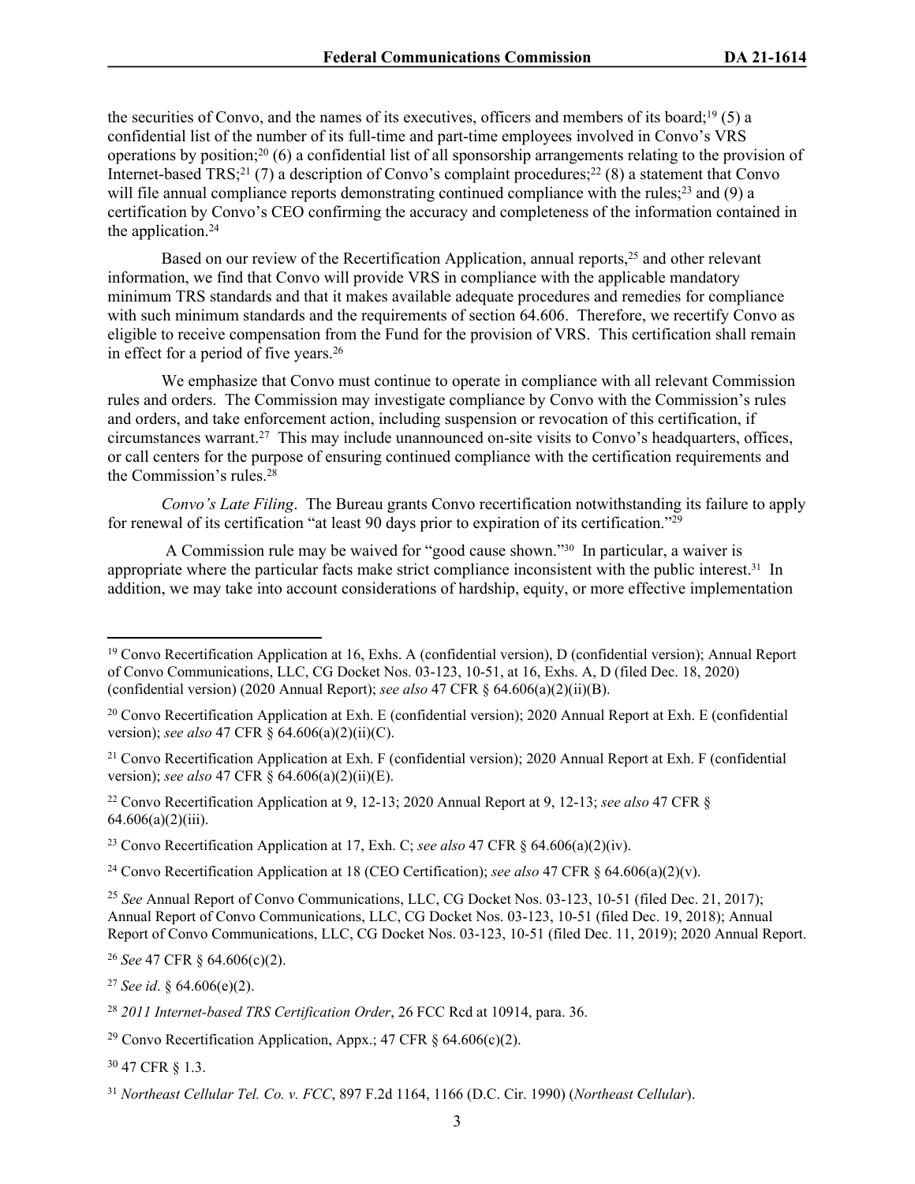the securities of Convo, and the names of its executives, officers and members of its board;[19] (5) a confidential list of the number of its full-time and part-time employees involved in Convo's VRS operations by position;[20] (6) a confidential list of all sponsorship arrangements relating to the provision of Internet-based TRS;[21] (7) a description of Convo's complaint procedures;[22] (8) a statement that Convo will file annual compliance reports demonstrating continued compliance with the rules;[23] and (9) a certification by Convo's CEO confirming the accuracy and completeness of the information contained in the application.[24]

Based on our review of the Recertification Application, annual reports,[25] and other relevant information, we find that Convo will provide VRS in compliance with the applicable mandatory minimum TRS standards and that it makes available adequate procedures and remedies for compliance with such minimum standards and the requirements of section 64.606. Therefore, we recertify Convo as eligible to receive compensation from the Fund for the provision of VRS. This certification shall remain in effect for a period of five years.[26]

We emphasize that Convo must continue to operate in compliance with all relevant Commission rules and orders. The Commission may investigate compliance by Convo with the Commission's rules and orders, and take enforcement action, including suspension or revocation of this certification, if circumstances warrant.[27] This may include unannounced on-site visits to Convo's headquarters, offices, or call centers for the purpose of ensuring continued compliance with the certification requirements and the Commission's rules.[28]

*Convo's Late Filing*. The Bureau grants Convo recertification notwithstanding its failure to apply for renewal of its certification "at least 90 days prior to expiration of its certification."[29]

A Commission rule may be waived for "good cause shown."[30] In particular, a waiver is appropriate where the particular facts make strict compliance inconsistent with the public interest.[31] In addition, we may take into account considerations of hardship, equity, or more effective implementation

---

[19] Convo Recertification Application at 16, Exhs. A (confidential version), D (confidential version); Annual Report of Convo Communications, LLC, CG Docket Nos. 03-123, 10-51, at 16, Exhs. A, D (filed Dec. 18, 2020) (confidential version) (2020 Annual Report); *see also* 47 CFR § 64.606(a)(2)(ii)(B).

[20] Convo Recertification Application at Exh. E (confidential version); 2020 Annual Report at Exh. E (confidential version); *see also* 47 CFR § 64.606(a)(2)(ii)(C).

[21] Convo Recertification Application at Exh. F (confidential version); 2020 Annual Report at Exh. F (confidential version); *see also* 47 CFR § 64.606(a)(2)(ii)(E).

[22] Convo Recertification Application at 9, 12-13; 2020 Annual Report at 9, 12-13; *see also* 47 CFR § 64.606(a)(2)(iii).

[23] Convo Recertification Application at 17, Exh. C; *see also* 47 CFR § 64.606(a)(2)(iv).

[24] Convo Recertification Application at 18 (CEO Certification); *see also* 47 CFR § 64.606(a)(2)(v).

[25] *See* Annual Report of Convo Communications, LLC, CG Docket Nos. 03-123, 10-51 (filed Dec. 21, 2017); Annual Report of Convo Communications, LLC, CG Docket Nos. 03-123, 10-51 (filed Dec. 19, 2018); Annual Report of Convo Communications, LLC, CG Docket Nos. 03-123, 10-51 (filed Dec. 11, 2019); 2020 Annual Report.

[26] *See* 47 CFR § 64.606(c)(2).

[27] *See id*. § 64.606(e)(2).

[28] *2011 Internet-based TRS Certification Order*, 26 FCC Rcd at 10914, para. 36.

[29] Convo Recertification Application, Appx.; 47 CFR § 64.606(c)(2).

[30] 47 CFR § 1.3.

[31] *Northeast Cellular Tel. Co. v. FCC*, 897 F.2d 1164, 1166 (D.C. Cir. 1990) (*Northeast Cellular*).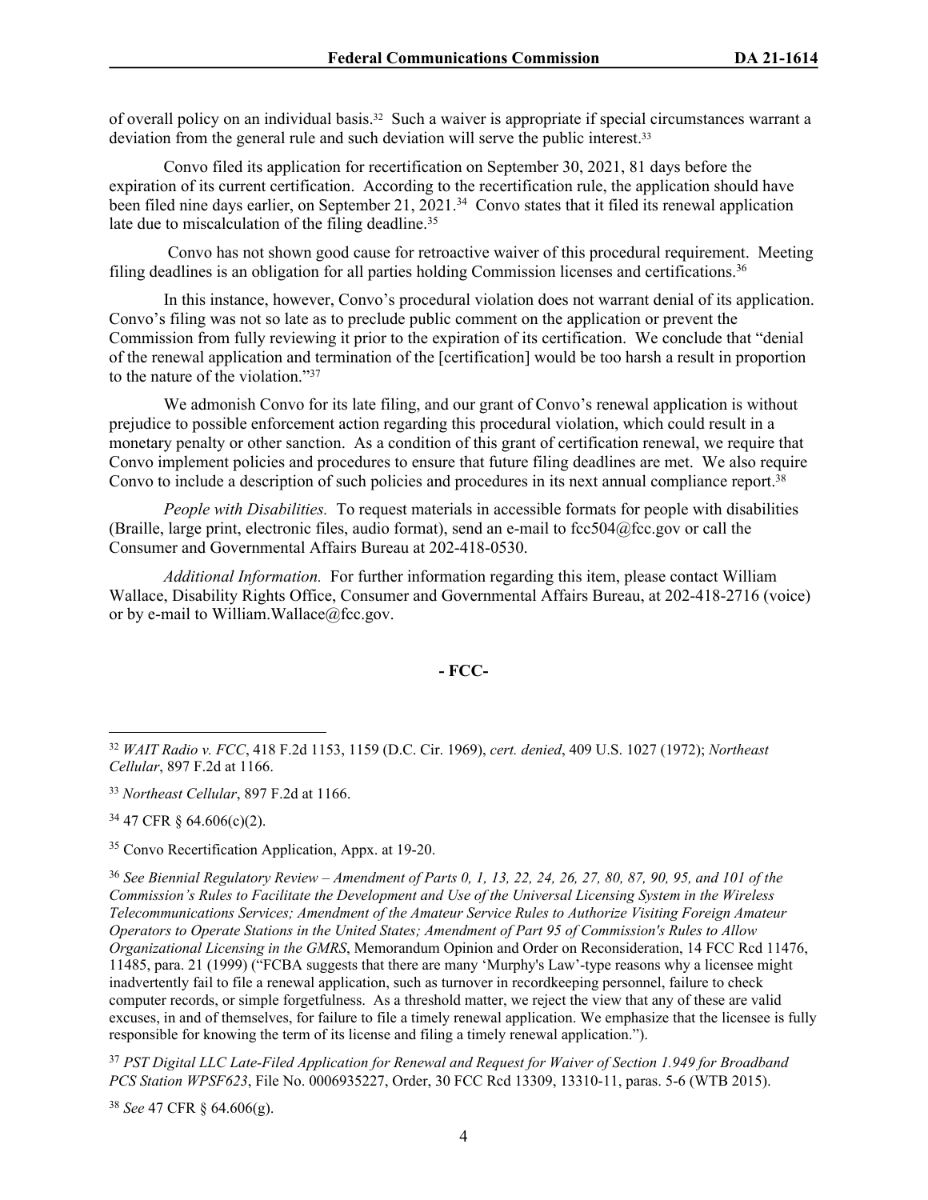of overall policy on an individual basis.[32] Such a waiver is appropriate if special circumstances warrant a deviation from the general rule and such deviation will serve the public interest.[33]

Convo filed its application for recertification on September 30, 2021, 81 days before the expiration of its current certification. According to the recertification rule, the application should have been filed nine days earlier, on September 21, 2021.[34] Convo states that it filed its renewal application late due to miscalculation of the filing deadline.[35]

Convo has not shown good cause for retroactive waiver of this procedural requirement. Meeting filing deadlines is an obligation for all parties holding Commission licenses and certifications.[36]

In this instance, however, Convo's procedural violation does not warrant denial of its application. Convo's filing was not so late as to preclude public comment on the application or prevent the Commission from fully reviewing it prior to the expiration of its certification. We conclude that "denial of the renewal application and termination of the [certification] would be too harsh a result in proportion to the nature of the violation."[37]

We admonish Convo for its late filing, and our grant of Convo's renewal application is without prejudice to possible enforcement action regarding this procedural violation, which could result in a monetary penalty or other sanction. As a condition of this grant of certification renewal, we require that Convo implement policies and procedures to ensure that future filing deadlines are met. We also require Convo to include a description of such policies and procedures in its next annual compliance report.[38]

*People with Disabilities.* To request materials in accessible formats for people with disabilities (Braille, large print, electronic files, audio format), send an e-mail to fcc504@fcc.gov or call the Consumer and Governmental Affairs Bureau at 202-418-0530.

*Additional Information.* For further information regarding this item, please contact William Wallace, Disability Rights Office, Consumer and Governmental Affairs Bureau, at 202-418-2716 (voice) or by e-mail to William.Wallace@fcc.gov.

**- FCC-**

---

[32] *WAIT Radio v. FCC*, 418 F.2d 1153, 1159 (D.C. Cir. 1969), *cert. denied*, 409 U.S. 1027 (1972); *Northeast Cellular*, 897 F.2d at 1166.

[33] *Northeast Cellular*, 897 F.2d at 1166.

[34] 47 CFR § 64.606(c)(2).

[35] Convo Recertification Application, Appx. at 19-20.

[36] *See Biennial Regulatory Review – Amendment of Parts 0, 1, 13, 22, 24, 26, 27, 80, 87, 90, 95, and 101 of the Commission's Rules to Facilitate the Development and Use of the Universal Licensing System in the Wireless Telecommunications Services; Amendment of the Amateur Service Rules to Authorize Visiting Foreign Amateur Operators to Operate Stations in the United States; Amendment of Part 95 of Commission's Rules to Allow Organizational Licensing in the GMRS*, Memorandum Opinion and Order on Reconsideration, 14 FCC Rcd 11476, 11485, para. 21 (1999) ("FCBA suggests that there are many 'Murphy's Law'-type reasons why a licensee might inadvertently fail to file a renewal application, such as turnover in recordkeeping personnel, failure to check computer records, or simple forgetfulness. As a threshold matter, we reject the view that any of these are valid excuses, in and of themselves, for failure to file a timely renewal application. We emphasize that the licensee is fully responsible for knowing the term of its license and filing a timely renewal application.").

[37] *PST Digital LLC Late-Filed Application for Renewal and Request for Waiver of Section 1.949 for Broadband PCS Station WPSF623*, File No. 0006935227, Order, 30 FCC Rcd 13309, 13310-11, paras. 5-6 (WTB 2015).

[38] *See* 47 CFR § 64.606(g).